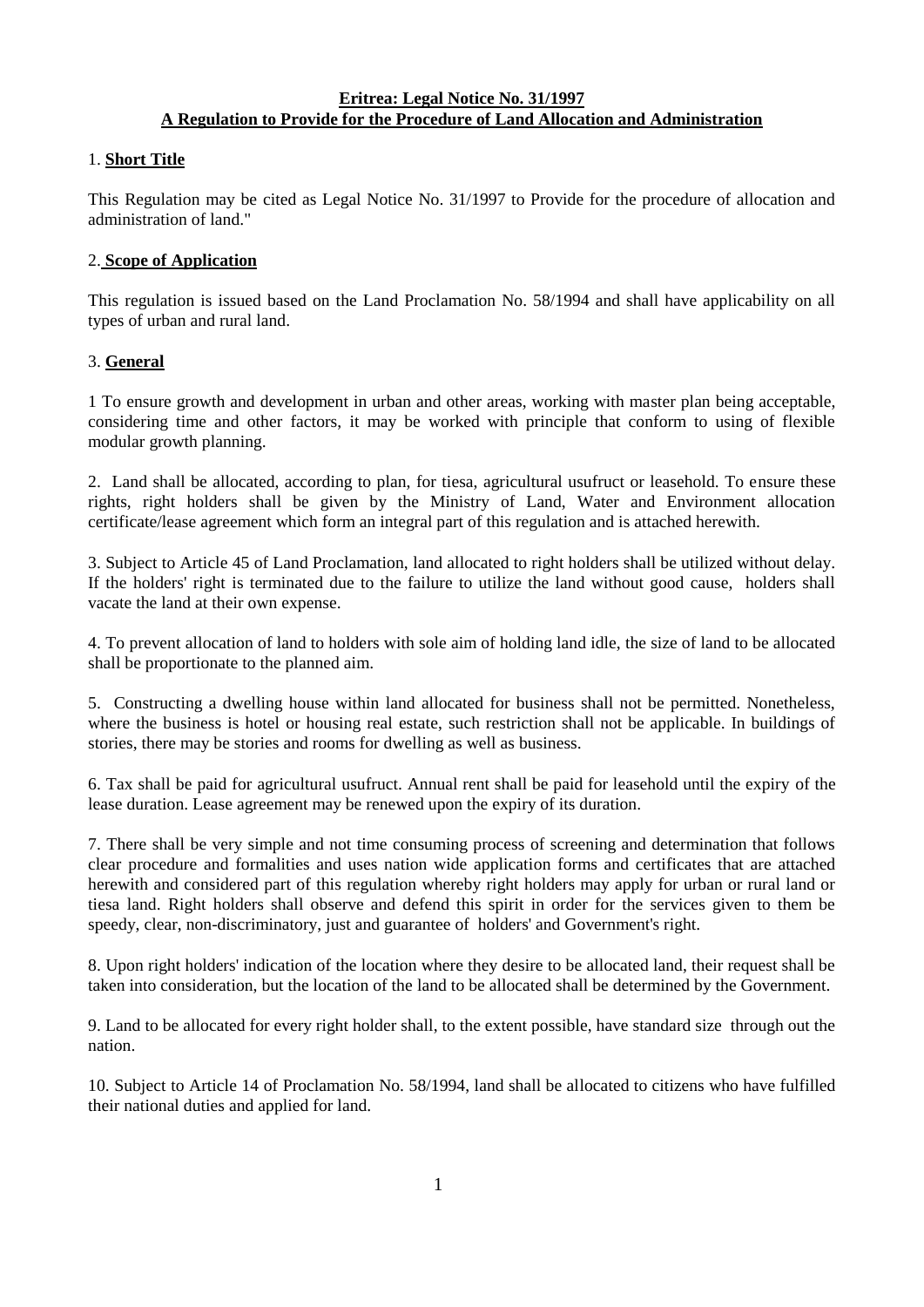**Eritrea: Legal Notice No. 31/1997**
**A Regulation to Provide for the Procedure of Land Allocation and Administration**

1. **Short Title**

This Regulation may be cited as Legal Notice No. 31/1997 to Provide for the procedure of allocation and administration of land."

2. **Scope of Application**

This regulation is issued based on the Land Proclamation No. 58/1994 and shall have applicability on all types of urban and rural land.

3. **General**

1 To ensure growth and development in urban and other areas, working with master plan being acceptable, considering time and other factors, it may be worked with principle that conform to using of flexible modular growth planning.

2. Land shall be allocated, according to plan, for tiesa, agricultural usufruct or leasehold. To ensure these rights, right holders shall be given by the Ministry of Land, Water and Environment allocation certificate/lease agreement which form an integral part of this regulation and is attached herewith.

3. Subject to Article 45 of Land Proclamation, land allocated to right holders shall be utilized without delay. If the holders' right is terminated due to the failure to utilize the land without good cause, holders shall vacate the land at their own expense.

4. To prevent allocation of land to holders with sole aim of holding land idle, the size of land to be allocated shall be proportionate to the planned aim.

5. Constructing a dwelling house within land allocated for business shall not be permitted. Nonetheless, where the business is hotel or housing real estate, such restriction shall not be applicable. In buildings of stories, there may be stories and rooms for dwelling as well as business.

6. Tax shall be paid for agricultural usufruct. Annual rent shall be paid for leasehold until the expiry of the lease duration. Lease agreement may be renewed upon the expiry of its duration.

7. There shall be very simple and not time consuming process of screening and determination that follows clear procedure and formalities and uses nation wide application forms and certificates that are attached herewith and considered part of this regulation whereby right holders may apply for urban or rural land or tiesa land. Right holders shall observe and defend this spirit in order for the services given to them be speedy, clear, non-discriminatory, just and guarantee of holders' and Government's right.

8. Upon right holders' indication of the location where they desire to be allocated land, their request shall be taken into consideration, but the location of the land to be allocated shall be determined by the Government.

9. Land to be allocated for every right holder shall, to the extent possible, have standard size through out the nation.

10. Subject to Article 14 of Proclamation No. 58/1994, land shall be allocated to citizens who have fulfilled their national duties and applied for land.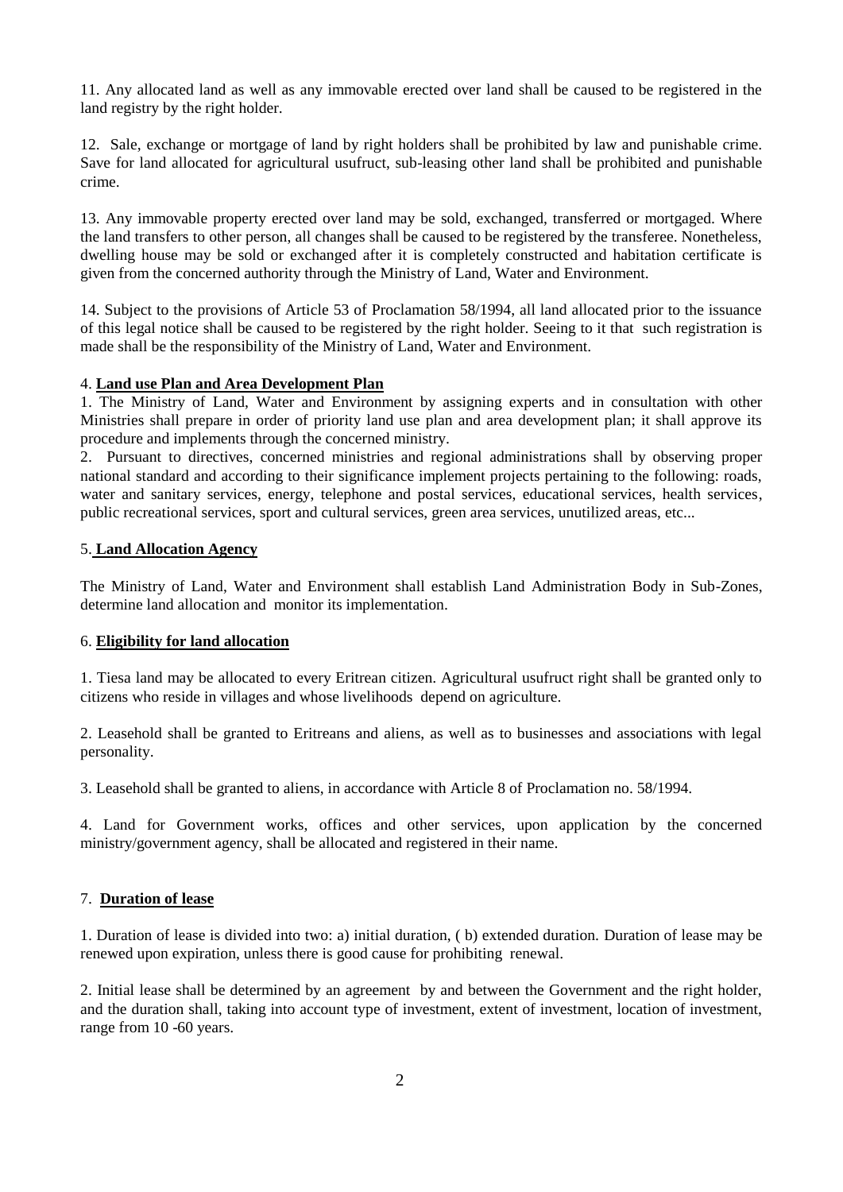11. Any allocated land as well as any immovable erected over land shall be caused to be registered in the land registry by the right holder.

12. Sale, exchange or mortgage of land by right holders shall be prohibited by law and punishable crime. Save for land allocated for agricultural usufruct, sub-leasing other land shall be prohibited and punishable crime.

13. Any immovable property erected over land may be sold, exchanged, transferred or mortgaged. Where the land transfers to other person, all changes shall be caused to be registered by the transferee. Nonetheless, dwelling house may be sold or exchanged after it is completely constructed and habitation certificate is given from the concerned authority through the Ministry of Land, Water and Environment.

14. Subject to the provisions of Article 53 of Proclamation 58/1994, all land allocated prior to the issuance of this legal notice shall be caused to be registered by the right holder. Seeing to it that such registration is made shall be the responsibility of the Ministry of Land, Water and Environment.

## 4. **Land use Plan and Area Development Plan**

1. The Ministry of Land, Water and Environment by assigning experts and in consultation with other Ministries shall prepare in order of priority land use plan and area development plan; it shall approve its procedure and implements through the concerned ministry.
2. Pursuant to directives, concerned ministries and regional administrations shall by observing proper national standard and according to their significance implement projects pertaining to the following: roads, water and sanitary services, energy, telephone and postal services, educational services, health services, public recreational services, sport and cultural services, green area services, unutilized areas, etc...

## 5. **Land Allocation Agency**

The Ministry of Land, Water and Environment shall establish Land Administration Body in Sub-Zones, determine land allocation and monitor its implementation.

## 6. **Eligibility for land allocation**

1. Tiesa land may be allocated to every Eritrean citizen. Agricultural usufruct right shall be granted only to citizens who reside in villages and whose livelihoods depend on agriculture.

2. Leasehold shall be granted to Eritreans and aliens, as well as to businesses and associations with legal personality.

3. Leasehold shall be granted to aliens, in accordance with Article 8 of Proclamation no. 58/1994.

4. Land for Government works, offices and other services, upon application by the concerned ministry/government agency, shall be allocated and registered in their name.

## 7. **Duration of lease**

1. Duration of lease is divided into two: a) initial duration, ( b) extended duration. Duration of lease may be renewed upon expiration, unless there is good cause for prohibiting renewal.

2. Initial lease shall be determined by an agreement by and between the Government and the right holder, and the duration shall, taking into account type of investment, extent of investment, location of investment, range from 10 -60 years.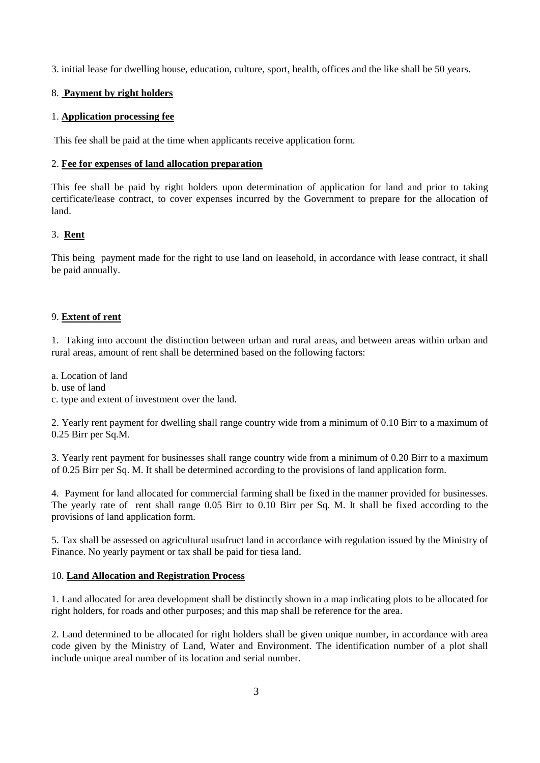3. initial lease for dwelling house, education, culture, sport, health, offices and the like shall be 50 years.

8. **Payment by right holders**

1. **Application processing fee**

This fee shall be paid at the time when applicants receive application form.

2. **Fee for expenses of land allocation preparation**

This fee shall be paid by right holders upon determination of application for land and prior to taking certificate/lease contract, to cover expenses incurred by the Government to prepare for the allocation of land.

3. **Rent**

This being payment made for the right to use land on leasehold, in accordance with lease contract, it shall be paid annually.

9. **Extent of rent**

1. Taking into account the distinction between urban and rural areas, and between areas within urban and rural areas, amount of rent shall be determined based on the following factors:

a. Location of land
b. use of land
c. type and extent of investment over the land.

2. Yearly rent payment for dwelling shall range country wide from a minimum of 0.10 Birr to a maximum of 0.25 Birr per Sq.M.

3. Yearly rent payment for businesses shall range country wide from a minimum of 0.20 Birr to a maximum of 0.25 Birr per Sq. M. It shall be determined according to the provisions of land application form.

4. Payment for land allocated for commercial farming shall be fixed in the manner provided for businesses. The yearly rate of rent shall range 0.05 Birr to 0.10 Birr per Sq. M. It shall be fixed according to the provisions of land application form.

5. Tax shall be assessed on agricultural usufruct land in accordance with regulation issued by the Ministry of Finance. No yearly payment or tax shall be paid for tiesa land.

10. **Land Allocation and Registration Process**

1. Land allocated for area development shall be distinctly shown in a map indicating plots to be allocated for right holders, for roads and other purposes; and this map shall be reference for the area.

2. Land determined to be allocated for right holders shall be given unique number, in accordance with area code given by the Ministry of Land, Water and Environment. The identification number of a plot shall include unique areal number of its location and serial number.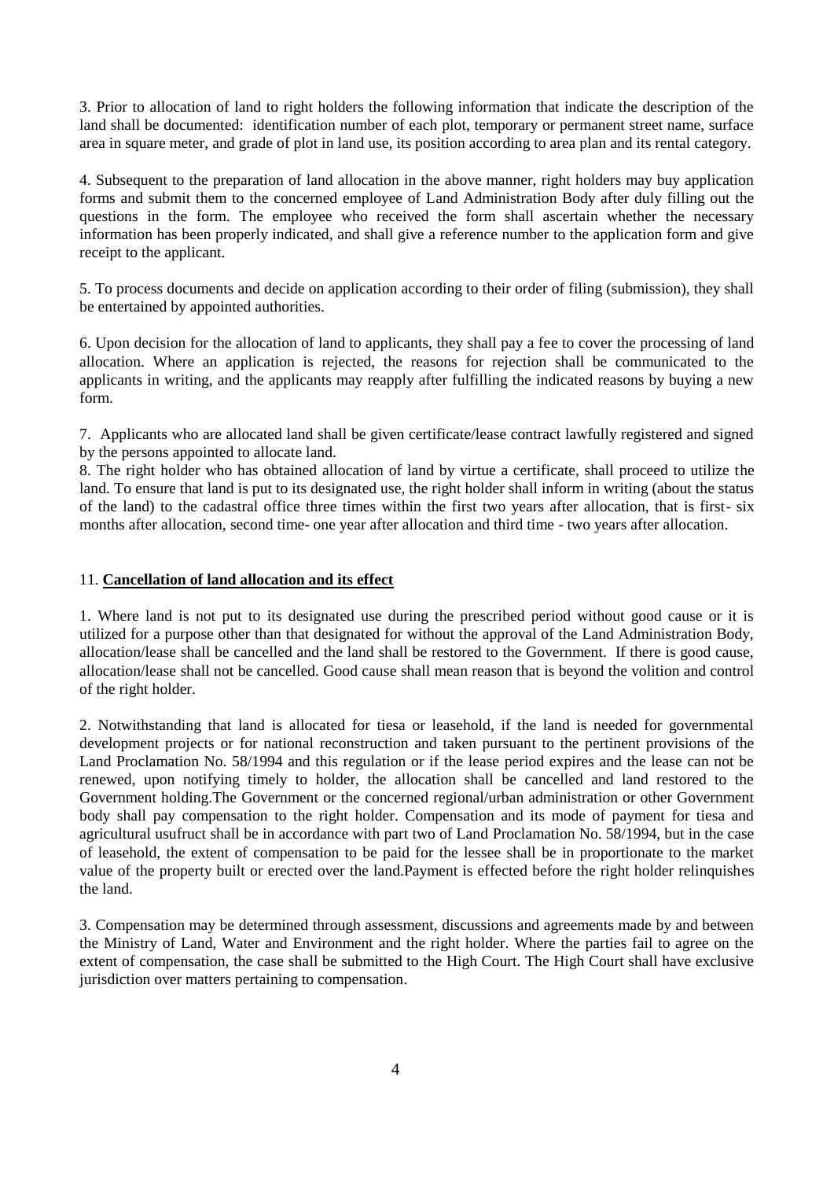3. Prior to allocation of land to right holders the following information that indicate the description of the land shall be documented: identification number of each plot, temporary or permanent street name, surface area in square meter, and grade of plot in land use, its position according to area plan and its rental category.

4. Subsequent to the preparation of land allocation in the above manner, right holders may buy application forms and submit them to the concerned employee of Land Administration Body after duly filling out the questions in the form. The employee who received the form shall ascertain whether the necessary information has been properly indicated, and shall give a reference number to the application form and give receipt to the applicant.

5. To process documents and decide on application according to their order of filing (submission), they shall be entertained by appointed authorities.

6. Upon decision for the allocation of land to applicants, they shall pay a fee to cover the processing of land allocation. Where an application is rejected, the reasons for rejection shall be communicated to the applicants in writing, and the applicants may reapply after fulfilling the indicated reasons by buying a new form.

7. Applicants who are allocated land shall be given certificate/lease contract lawfully registered and signed by the persons appointed to allocate land.

8. The right holder who has obtained allocation of land by virtue a certificate, shall proceed to utilize the land. To ensure that land is put to its designated use, the right holder shall inform in writing (about the status of the land) to the cadastral office three times within the first two years after allocation, that is first- six months after allocation, second time- one year after allocation and third time - two years after allocation.

## 11. **Cancellation of land allocation and its effect**

1. Where land is not put to its designated use during the prescribed period without good cause or it is utilized for a purpose other than that designated for without the approval of the Land Administration Body, allocation/lease shall be cancelled and the land shall be restored to the Government. If there is good cause, allocation/lease shall not be cancelled. Good cause shall mean reason that is beyond the volition and control of the right holder.

2. Notwithstanding that land is allocated for tiesa or leasehold, if the land is needed for governmental development projects or for national reconstruction and taken pursuant to the pertinent provisions of the Land Proclamation No. 58/1994 and this regulation or if the lease period expires and the lease can not be renewed, upon notifying timely to holder, the allocation shall be cancelled and land restored to the Government holding.The Government or the concerned regional/urban administration or other Government body shall pay compensation to the right holder. Compensation and its mode of payment for tiesa and agricultural usufruct shall be in accordance with part two of Land Proclamation No. 58/1994, but in the case of leasehold, the extent of compensation to be paid for the lessee shall be in proportionate to the market value of the property built or erected over the land.Payment is effected before the right holder relinquishes the land.

3. Compensation may be determined through assessment, discussions and agreements made by and between the Ministry of Land, Water and Environment and the right holder. Where the parties fail to agree on the extent of compensation, the case shall be submitted to the High Court. The High Court shall have exclusive jurisdiction over matters pertaining to compensation.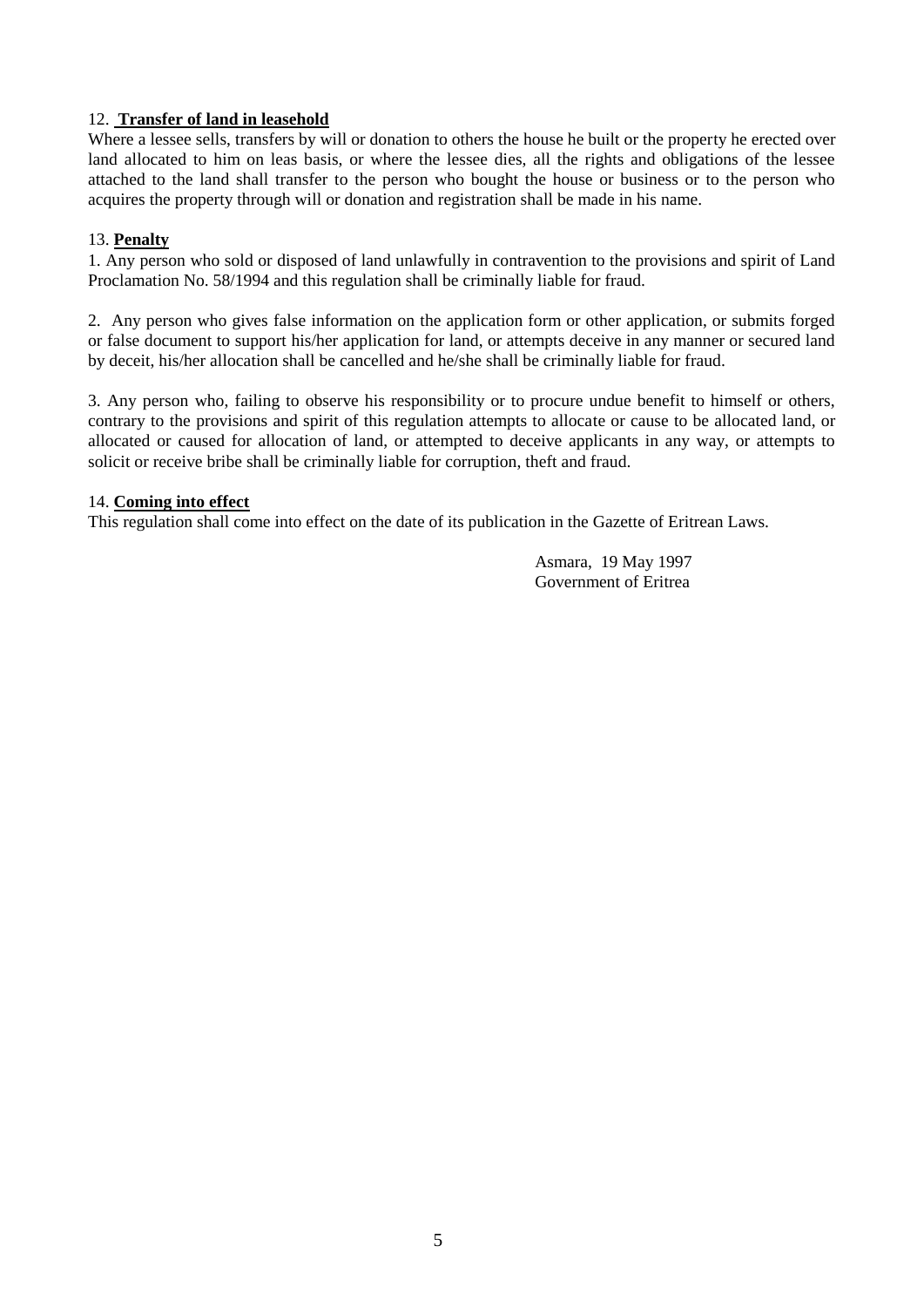12. **Transfer of land in leasehold**

Where a lessee sells, transfers by will or donation to others the house he built or the property he erected over land allocated to him on leas basis, or where the lessee dies, all the rights and obligations of the lessee attached to the land shall transfer to the person who bought the house or business or to the person who acquires the property through will or donation and registration shall be made in his name.

13. **Penalty**

1. Any person who sold or disposed of land unlawfully in contravention to the provisions and spirit of Land Proclamation No. 58/1994 and this regulation shall be criminally liable for fraud.

2. Any person who gives false information on the application form or other application, or submits forged or false document to support his/her application for land, or attempts deceive in any manner or secured land by deceit, his/her allocation shall be cancelled and he/she shall be criminally liable for fraud.

3. Any person who, failing to observe his responsibility or to procure undue benefit to himself or others, contrary to the provisions and spirit of this regulation attempts to allocate or cause to be allocated land, or allocated or caused for allocation of land, or attempted to deceive applicants in any way, or attempts to solicit or receive bribe shall be criminally liable for corruption, theft and fraud.

14. **Coming into effect**

This regulation shall come into effect on the date of its publication in the Gazette of Eritrean Laws.

Asmara, 19 May 1997
Government of Eritrea